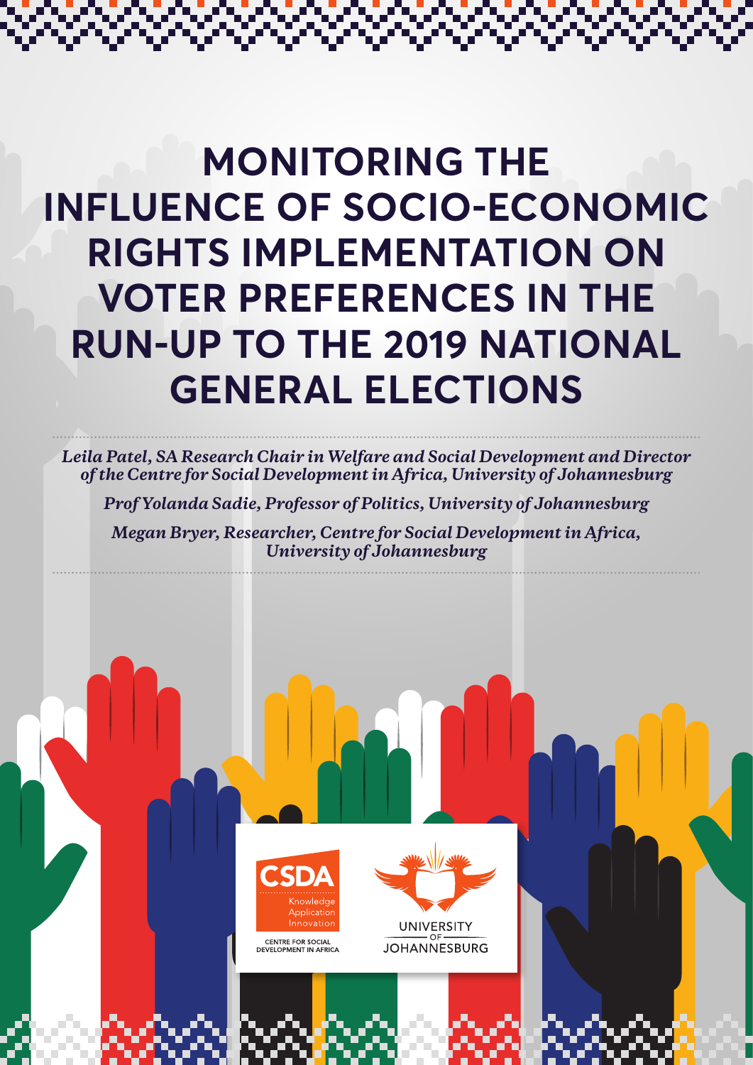# MONITORING THE INFLUENCE OF SOCIO-ECONOMIC RIGHTS IMPLEMENTATION ON VOTER PREFERENCES IN THE RUN-UP TO THE 2019 NATIONAL GENERAL ELECTIONS

*Leila Patel, SA Research Chair in Welfare and Social Development and Director of the Centre for Social Development in Africa, University of Johannesburg*

*Prof Yolanda Sadie, Professor of Politics, University of Johannesburg*

*Megan Bryer, Researcher, Centre for Social Development in Africa, University of Johannesburg*

CSDA
Knowledge
Application
Innovation

CENTRE FOR SOCIAL DEVELOPMENT IN AFRICA

UNIVERSITY OF JOHANNESBURG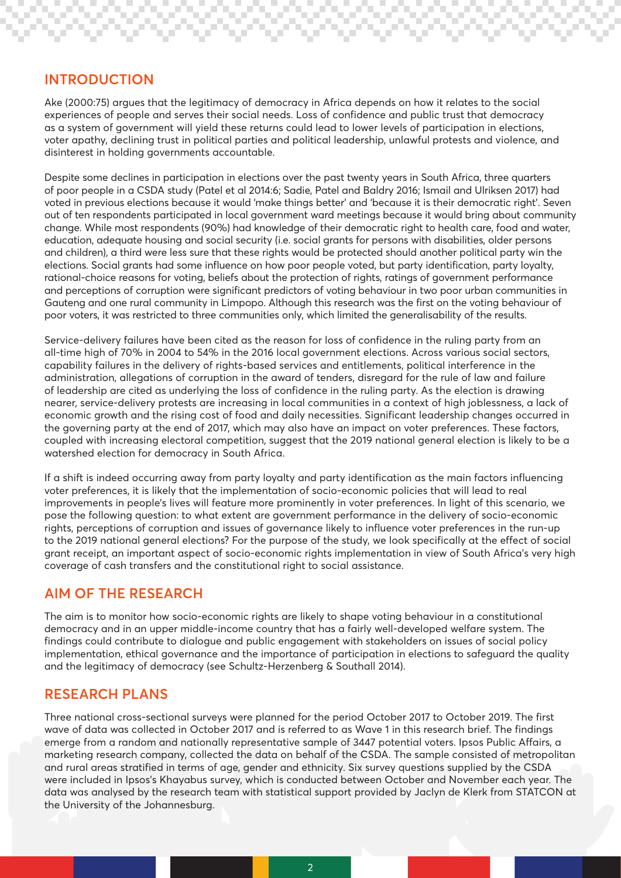## INTRODUCTION

Ake (2000:75) argues that the legitimacy of democracy in Africa depends on how it relates to the social experiences of people and serves their social needs. Loss of confidence and public trust that democracy as a system of government will yield these returns could lead to lower levels of participation in elections, voter apathy, declining trust in political parties and political leadership, unlawful protests and violence, and disinterest in holding governments accountable.

Despite some declines in participation in elections over the past twenty years in South Africa, three quarters of poor people in a CSDA study (Patel et al 2014:6; Sadie, Patel and Baldry 2016; Ismail and Ulriksen 2017) had voted in previous elections because it would 'make things better' and 'because it is their democratic right'. Seven out of ten respondents participated in local government ward meetings because it would bring about community change. While most respondents (90%) had knowledge of their democratic right to health care, food and water, education, adequate housing and social security (i.e. social grants for persons with disabilities, older persons and children), a third were less sure that these rights would be protected should another political party win the elections. Social grants had some influence on how poor people voted, but party identification, party loyalty, rational-choice reasons for voting, beliefs about the protection of rights, ratings of government performance and perceptions of corruption were significant predictors of voting behaviour in two poor urban communities in Gauteng and one rural community in Limpopo. Although this research was the first on the voting behaviour of poor voters, it was restricted to three communities only, which limited the generalisability of the results.

Service-delivery failures have been cited as the reason for loss of confidence in the ruling party from an all-time high of 70% in 2004 to 54% in the 2016 local government elections. Across various social sectors, capability failures in the delivery of rights-based services and entitlements, political interference in the administration, allegations of corruption in the award of tenders, disregard for the rule of law and failure of leadership are cited as underlying the loss of confidence in the ruling party. As the election is drawing nearer, service-delivery protests are increasing in local communities in a context of high joblessness, a lack of economic growth and the rising cost of food and daily necessities. Significant leadership changes occurred in the governing party at the end of 2017, which may also have an impact on voter preferences. These factors, coupled with increasing electoral competition, suggest that the 2019 national general election is likely to be a watershed election for democracy in South Africa.

If a shift is indeed occurring away from party loyalty and party identification as the main factors influencing voter preferences, it is likely that the implementation of socio-economic policies that will lead to real improvements in people's lives will feature more prominently in voter preferences. In light of this scenario, we pose the following question: to what extent are government performance in the delivery of socio-economic rights, perceptions of corruption and issues of governance likely to influence voter preferences in the run-up to the 2019 national general elections? For the purpose of the study, we look specifically at the effect of social grant receipt, an important aspect of socio-economic rights implementation in view of South Africa's very high coverage of cash transfers and the constitutional right to social assistance.

## AIM OF THE RESEARCH

The aim is to monitor how socio-economic rights are likely to shape voting behaviour in a constitutional democracy and in an upper middle-income country that has a fairly well-developed welfare system. The findings could contribute to dialogue and public engagement with stakeholders on issues of social policy implementation, ethical governance and the importance of participation in elections to safeguard the quality and the legitimacy of democracy (see Schultz-Herzenberg & Southall 2014).

## RESEARCH PLANS

Three national cross-sectional surveys were planned for the period October 2017 to October 2019. The first wave of data was collected in October 2017 and is referred to as Wave 1 in this research brief. The findings emerge from a random and nationally representative sample of 3447 potential voters. Ipsos Public Affairs, a marketing research company, collected the data on behalf of the CSDA. The sample consisted of metropolitan and rural areas stratified in terms of age, gender and ethnicity. Six survey questions supplied by the CSDA were included in Ipsos's Khayabus survey, which is conducted between October and November each year. The data was analysed by the research team with statistical support provided by Jaclyn de Klerk from STATCON at the University of the Johannesburg.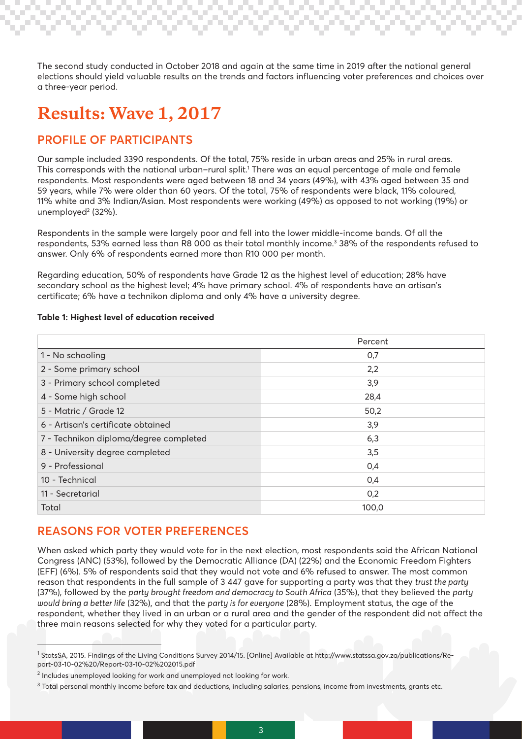The second study conducted in October 2018 and again at the same time in 2019 after the national general elections should yield valuable results on the trends and factors influencing voter preferences and choices over a three-year period.

# Results: Wave 1, 2017

## PROFILE OF PARTICIPANTS

Our sample included 3390 respondents. Of the total, 75% reside in urban areas and 25% in rural areas. This corresponds with the national urban–rural split.[1] There was an equal percentage of male and female respondents. Most respondents were aged between 18 and 34 years (49%), with 43% aged between 35 and 59 years, while 7% were older than 60 years. Of the total, 75% of respondents were black, 11% coloured, 11% white and 3% Indian/Asian. Most respondents were working (49%) as opposed to not working (19%) or unemployed[2] (32%).

Respondents in the sample were largely poor and fell into the lower middle-income bands. Of all the respondents, 53% earned less than R8 000 as their total monthly income.[3] 38% of the respondents refused to answer. Only 6% of respondents earned more than R10 000 per month.

Regarding education, 50% of respondents have Grade 12 as the highest level of education; 28% have secondary school as the highest level; 4% have primary school. 4% of respondents have an artisan's certificate; 6% have a technikon diploma and only 4% have a university degree.

**Table 1: Highest level of education received**

| | Percent |
|---|---|
| 1 - No schooling | 0,7 |
| 2 - Some primary school | 2,2 |
| 3 - Primary school completed | 3,9 |
| 4 - Some high school | 28,4 |
| 5 - Matric / Grade 12 | 50,2 |
| 6 - Artisan's certificate obtained | 3,9 |
| 7 - Technikon diploma/degree completed | 6,3 |
| 8 - University degree completed | 3,5 |
| 9 - Professional | 0,4 |
| 10 - Technical | 0,4 |
| 11 - Secretarial | 0,2 |
| Total | 100,0 |

## REASONS FOR VOTER PREFERENCES

When asked which party they would vote for in the next election, most respondents said the African National Congress (ANC) (53%), followed by the Democratic Alliance (DA) (22%) and the Economic Freedom Fighters (EFF) (6%). 5% of respondents said that they would not vote and 6% refused to answer. The most common reason that respondents in the full sample of 3 447 gave for supporting a party was that they *trust the party* (37%), followed by the *party brought freedom and democracy to South Africa* (35%), that they believed the *party would bring a better life* (32%), and that the *party is for everyone* (28%). Employment status, the age of the respondent, whether they lived in an urban or a rural area and the gender of the respondent did not affect the three main reasons selected for why they voted for a particular party.

---

[1] StatsSA, 2015. Findings of the Living Conditions Survey 2014/15. [Online] Available at http://www.statssa.gov.za/publications/Report-03-10-02%20/Report-03-10-02%202015.pdf

[2] Includes unemployed looking for work and unemployed not looking for work.

[3] Total personal monthly income before tax and deductions, including salaries, pensions, income from investments, grants etc.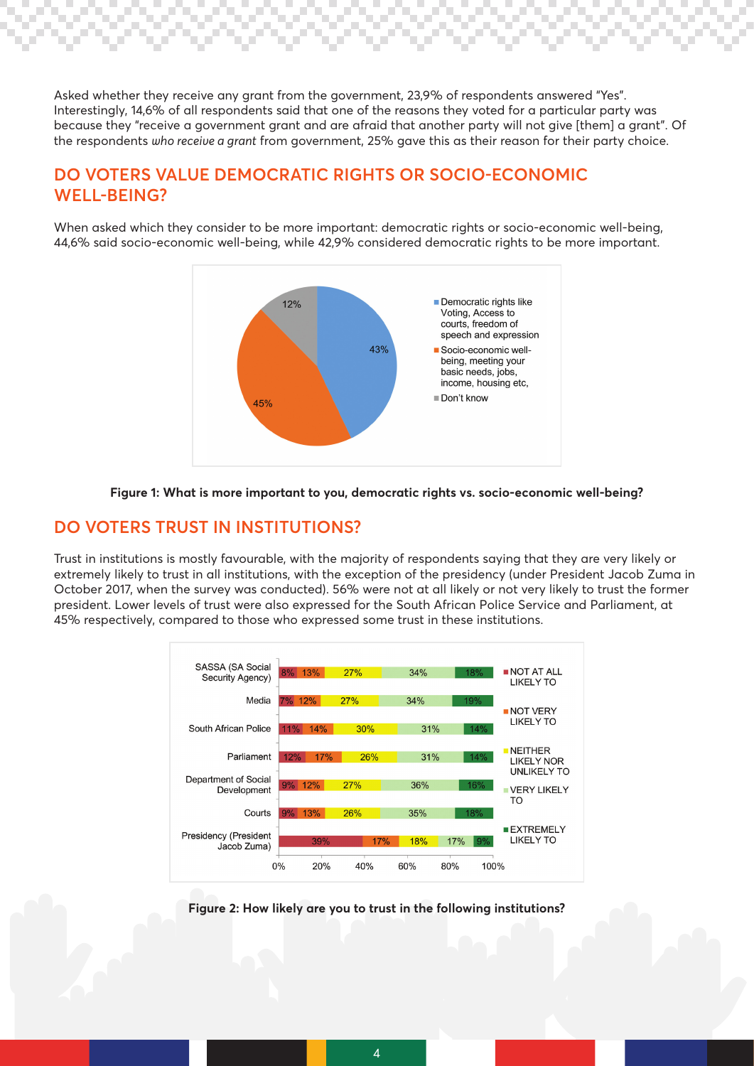Asked whether they receive any grant from the government, 23,9% of respondents answered "Yes". Interestingly, 14,6% of all respondents said that one of the reasons they voted for a particular party was because they "receive a government grant and are afraid that another party will not give [them] a grant". Of the respondents *who receive a grant* from government, 25% gave this as their reason for their party choice.

## DO VOTERS VALUE DEMOCRATIC RIGHTS OR SOCIO-ECONOMIC WELL-BEING?

When asked which they consider to be more important: democratic rights or socio-economic well-being, 44,6% said socio-economic well-being, while 42,9% considered democratic rights to be more important.

| Response | % |
|---|---|
| Democratic rights like Voting, Access to courts, freedom of speech and expression | 43% |
| Socio-economic well-being, meeting your basic needs, jobs, income, housing etc, | 45% |
| Don't know | 12% |

**Figure 1: What is more important to you, democratic rights vs. socio-economic well-being?**

## DO VOTERS TRUST IN INSTITUTIONS?

Trust in institutions is mostly favourable, with the majority of respondents saying that they are very likely or extremely likely to trust in all institutions, with the exception of the presidency (under President Jacob Zuma in October 2017, when the survey was conducted). 56% were not at all likely or not very likely to trust the former president. Lower levels of trust were also expressed for the South African Police Service and Parliament, at 45% respectively, compared to those who expressed some trust in these institutions.

| Institution | NOT AT ALL LIKELY TO | NOT VERY LIKELY TO | NEITHER LIKELY NOR UNLIKELY TO | VERY LIKELY TO | EXTREMELY LIKELY TO |
|---|---|---|---|---|---|
| SASSA (SA Social Security Agency) | 8% | 13% | 27% | 34% | 18% |
| Media | 7% | 12% | 27% | 34% | 19% |
| South African Police | 11% | 14% | 30% | 31% | 14% |
| Parliament | 12% | 17% | 26% | 31% | 14% |
| Department of Social Development | 9% | 12% | 27% | 36% | 16% |
| Courts | 9% | 13% | 26% | 35% | 18% |
| Presidency (President Jacob Zuma) | 39% | 17% | 18% | 17% | 9% |

**Figure 2: How likely are you to trust in the following institutions?**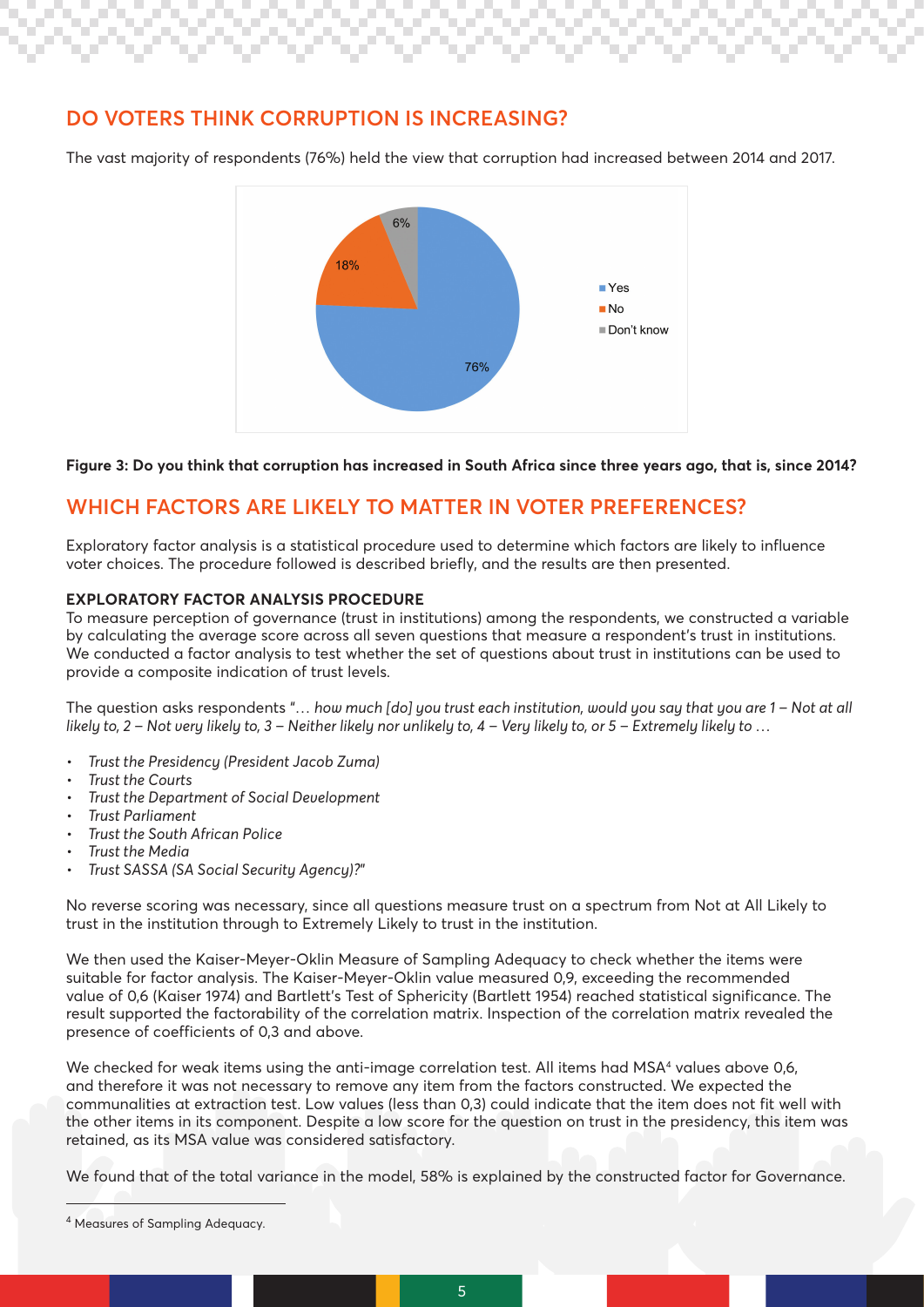## DO VOTERS THINK CORRUPTION IS INCREASING?

The vast majority of respondents (76%) held the view that corruption had increased between 2014 and 2017.

**Figure 3: Do you think that corruption has increased in South Africa since three years ago, that is, since 2014?**

## WHICH FACTORS ARE LIKELY TO MATTER IN VOTER PREFERENCES?

Exploratory factor analysis is a statistical procedure used to determine which factors are likely to influence voter choices. The procedure followed is described briefly, and the results are then presented.

**EXPLORATORY FACTOR ANALYSIS PROCEDURE**

To measure perception of governance (trust in institutions) among the respondents, we constructed a variable by calculating the average score across all seven questions that measure a respondent's trust in institutions. We conducted a factor analysis to test whether the set of questions about trust in institutions can be used to provide a composite indication of trust levels.

The question asks respondents "*… how much [do] you trust each institution, would you say that you are 1 – Not at all likely to, 2 – Not very likely to, 3 – Neither likely nor unlikely to, 4 – Very likely to, or 5 – Extremely likely to …*

- *Trust the Presidency (President Jacob Zuma)*
- *Trust the Courts*
- *Trust the Department of Social Development*
- *Trust Parliament*
- *Trust the South African Police*
- *Trust the Media*
- *Trust SASSA (SA Social Security Agency)?"*

No reverse scoring was necessary, since all questions measure trust on a spectrum from Not at All Likely to trust in the institution through to Extremely Likely to trust in the institution.

We then used the Kaiser-Meyer-Oklin Measure of Sampling Adequacy to check whether the items were suitable for factor analysis. The Kaiser-Meyer-Oklin value measured 0,9, exceeding the recommended value of 0,6 (Kaiser 1974) and Bartlett's Test of Sphericity (Bartlett 1954) reached statistical significance. The result supported the factorability of the correlation matrix. Inspection of the correlation matrix revealed the presence of coefficients of 0,3 and above.

We checked for weak items using the anti-image correlation test. All items had MSA[4] values above 0,6, and therefore it was not necessary to remove any item from the factors constructed. We expected the communalities at extraction test. Low values (less than 0,3) could indicate that the item does not fit well with the other items in its component. Despite a low score for the question on trust in the presidency, this item was retained, as its MSA value was considered satisfactory.

We found that of the total variance in the model, 58% is explained by the constructed factor for Governance.

[4] Measures of Sampling Adequacy.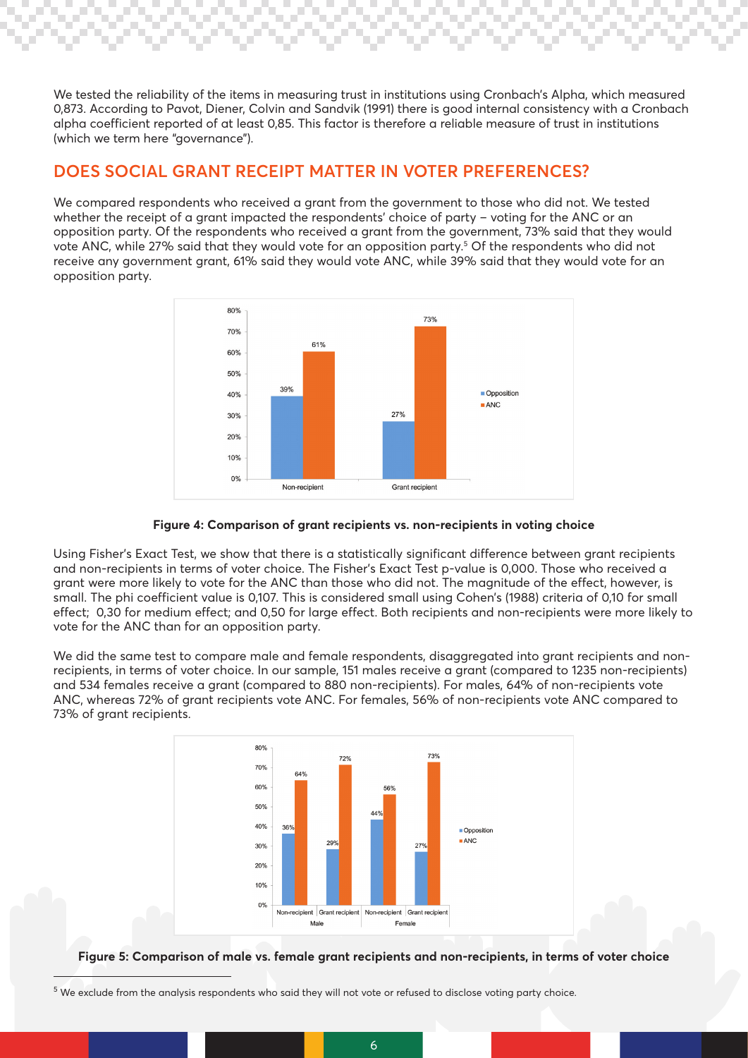We tested the reliability of the items in measuring trust in institutions using Cronbach's Alpha, which measured 0,873. According to Pavot, Diener, Colvin and Sandvik (1991) there is good internal consistency with a Cronbach alpha coefficient reported of at least 0,85. This factor is therefore a reliable measure of trust in institutions (which we term here "governance").

## DOES SOCIAL GRANT RECEIPT MATTER IN VOTER PREFERENCES?

We compared respondents who received a grant from the government to those who did not. We tested whether the receipt of a grant impacted the respondents' choice of party – voting for the ANC or an opposition party. Of the respondents who received a grant from the government, 73% said that they would vote ANC, while 27% said that they would vote for an opposition party.[5] Of the respondents who did not receive any government grant, 61% said they would vote ANC, while 39% said that they would vote for an opposition party.

**Figure 4: Comparison of grant recipients vs. non-recipients in voting choice**

Using Fisher's Exact Test, we show that there is a statistically significant difference between grant recipients and non-recipients in terms of voter choice. The Fisher's Exact Test p-value is 0,000. Those who received a grant were more likely to vote for the ANC than those who did not. The magnitude of the effect, however, is small. The phi coefficient value is 0,107. This is considered small using Cohen's (1988) criteria of 0,10 for small effect; 0,30 for medium effect; and 0,50 for large effect. Both recipients and non-recipients were more likely to vote for the ANC than for an opposition party.

We did the same test to compare male and female respondents, disaggregated into grant recipients and non-recipients, in terms of voter choice. In our sample, 151 males receive a grant (compared to 1235 non-recipients) and 534 females receive a grant (compared to 880 non-recipients). For males, 64% of non-recipients vote ANC, whereas 72% of grant recipients vote ANC. For females, 56% of non-recipients vote ANC compared to 73% of grant recipients.

**Figure 5: Comparison of male vs. female grant recipients and non-recipients, in terms of voter choice**

[5] We exclude from the analysis respondents who said they will not vote or refused to disclose voting party choice.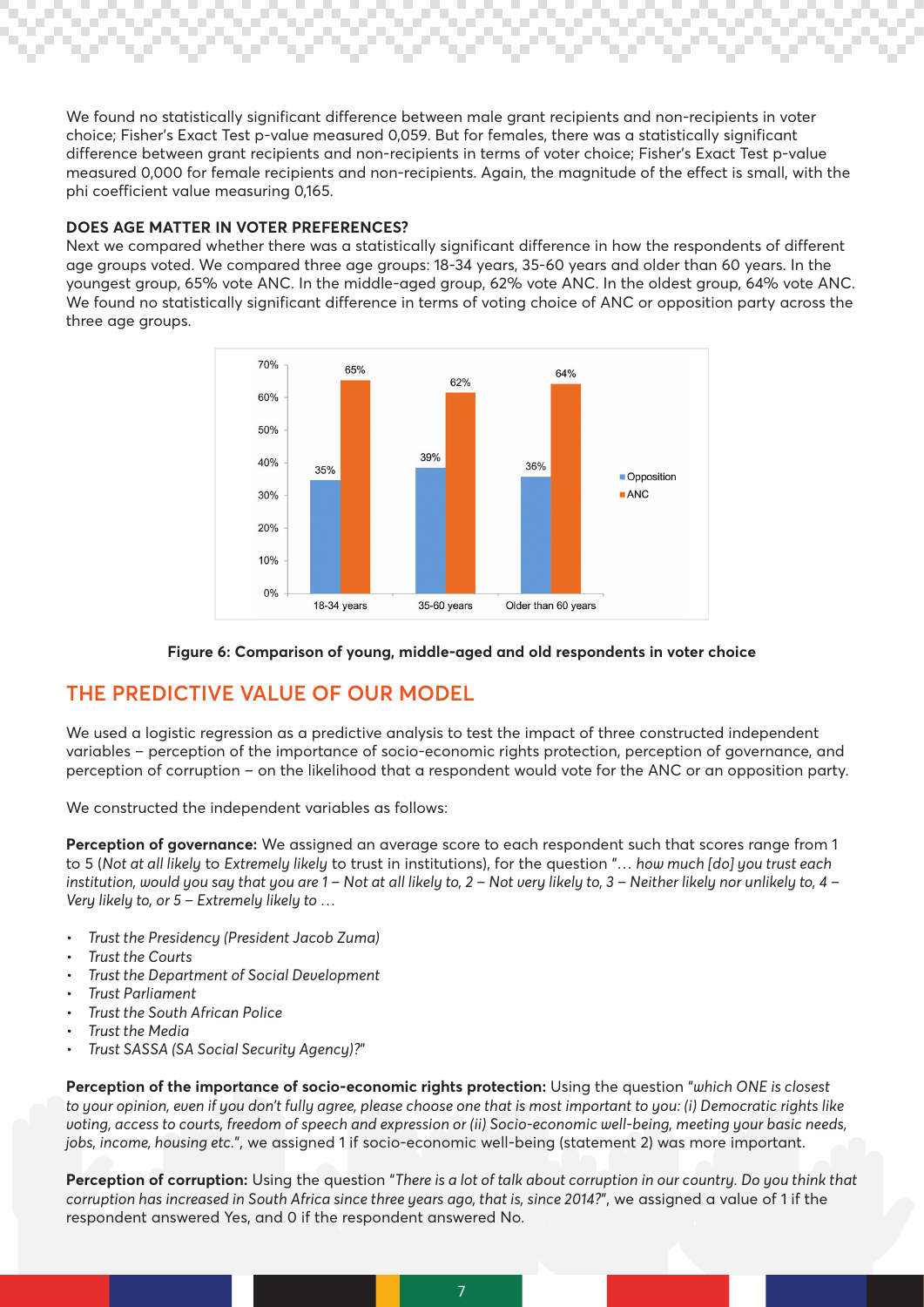We found no statistically significant difference between male grant recipients and non-recipients in voter choice; Fisher's Exact Test p-value measured 0,059. But for females, there was a statistically significant difference between grant recipients and non-recipients in terms of voter choice; Fisher's Exact Test p-value measured 0,000 for female recipients and non-recipients. Again, the magnitude of the effect is small, with the phi coefficient value measuring 0,165.

### DOES AGE MATTER IN VOTER PREFERENCES?

Next we compared whether there was a statistically significant difference in how the respondents of different age groups voted. We compared three age groups: 18-34 years, 35-60 years and older than 60 years. In the youngest group, 65% vote ANC. In the middle-aged group, 62% vote ANC. In the oldest group, 64% vote ANC. We found no statistically significant difference in terms of voting choice of ANC or opposition party across the three age groups.

| | Opposition | ANC |
|---|---|---|
| 18-34 years | 35% | 65% |
| 35-60 years | 39% | 62% |
| Older than 60 years | 36% | 64% |

**Figure 6: Comparison of young, middle-aged and old respondents in voter choice**

## THE PREDICTIVE VALUE OF OUR MODEL

We used a logistic regression as a predictive analysis to test the impact of three constructed independent variables – perception of the importance of socio-economic rights protection, perception of governance, and perception of corruption – on the likelihood that a respondent would vote for the ANC or an opposition party.

We constructed the independent variables as follows:

**Perception of governance:** We assigned an average score to each respondent such that scores range from 1 to 5 (*Not at all likely* to *Extremely likely* to trust in institutions), for the question "*… how much [do] you trust each institution, would you say that you are 1 – Not at all likely to, 2 – Not very likely to, 3 – Neither likely nor unlikely to, 4 – Very likely to, or 5 – Extremely likely to …*

- *Trust the Presidency (President Jacob Zuma)*
- *Trust the Courts*
- *Trust the Department of Social Development*
- *Trust Parliament*
- *Trust the South African Police*
- *Trust the Media*
- *Trust SASSA (SA Social Security Agency)?*"

**Perception of the importance of socio-economic rights protection:** Using the question "*which ONE is closest to your opinion, even if you don't fully agree, please choose one that is most important to you: (i) Democratic rights like voting, access to courts, freedom of speech and expression or (ii) Socio-economic well-being, meeting your basic needs, jobs, income, housing etc.*", we assigned 1 if socio-economic well-being (statement 2) was more important.

**Perception of corruption:** Using the question "*There is a lot of talk about corruption in our country. Do you think that corruption has increased in South Africa since three years ago, that is, since 2014?*", we assigned a value of 1 if the respondent answered Yes, and 0 if the respondent answered No.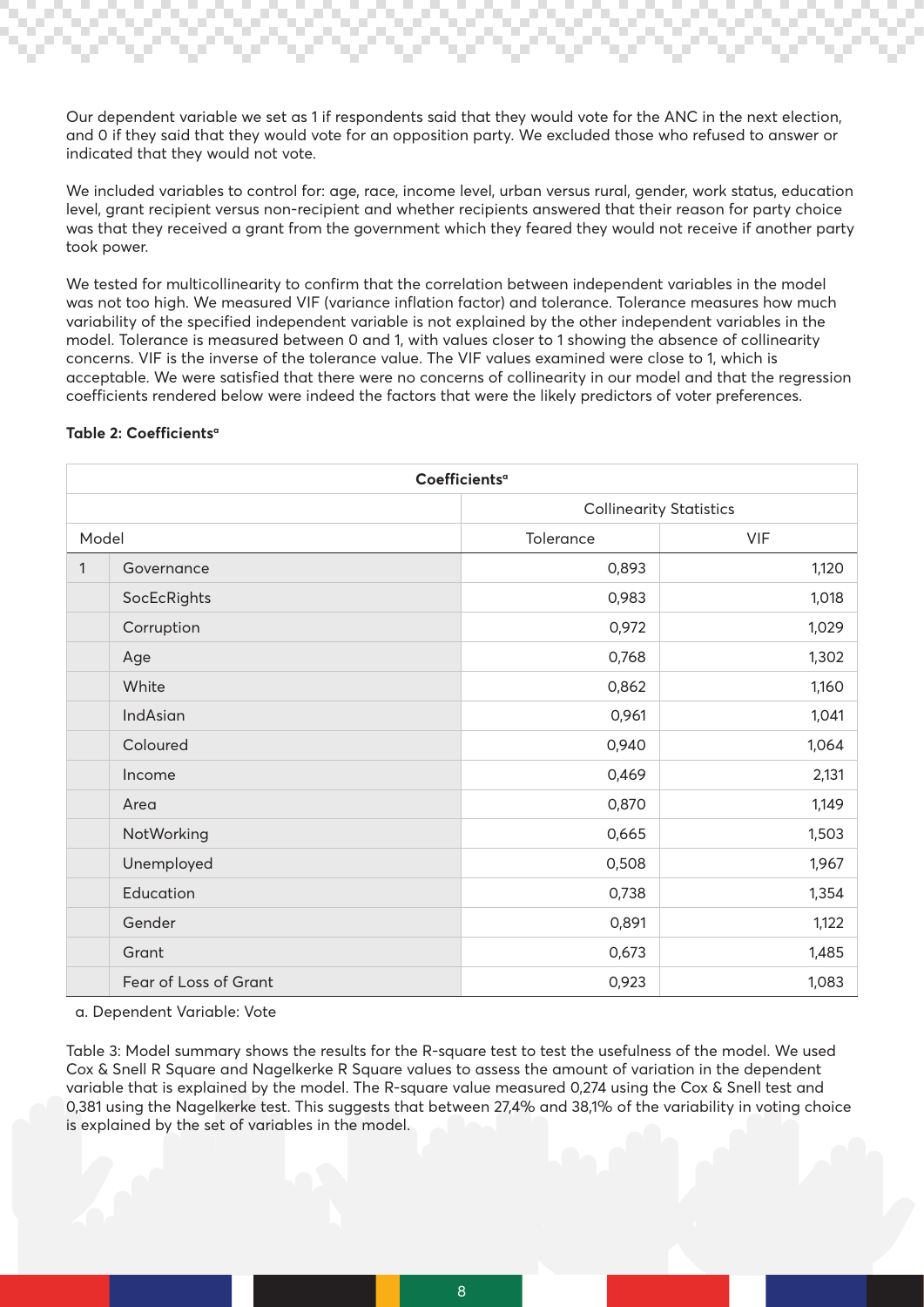Our dependent variable we set as 1 if respondents said that they would vote for the ANC in the next election, and 0 if they said that they would vote for an opposition party. We excluded those who refused to answer or indicated that they would not vote.

We included variables to control for: age, race, income level, urban versus rural, gender, work status, education level, grant recipient versus non-recipient and whether recipients answered that their reason for party choice was that they received a grant from the government which they feared they would not receive if another party took power.

We tested for multicollinearity to confirm that the correlation between independent variables in the model was not too high. We measured VIF (variance inflation factor) and tolerance. Tolerance measures how much variability of the specified independent variable is not explained by the other independent variables in the model. Tolerance is measured between 0 and 1, with values closer to 1 showing the absence of collinearity concerns. VIF is the inverse of the tolerance value. The VIF values examined were close to 1, which is acceptable. We were satisfied that there were no concerns of collinearity in our model and that the regression coefficients rendered below were indeed the factors that were the likely predictors of voter preferences.

**Table 2: Coefficients[a]**

| Coefficients[a] | | | |
|---|---|---|---|
| | | Collinearity Statistics | |
| Model | | Tolerance | VIF |
| 1 | Governance | 0,893 | 1,120 |
| | SocEcRights | 0,983 | 1,018 |
| | Corruption | 0,972 | 1,029 |
| | Age | 0,768 | 1,302 |
| | White | 0,862 | 1,160 |
| | IndAsian | 0,961 | 1,041 |
| | Coloured | 0,940 | 1,064 |
| | Income | 0,469 | 2,131 |
| | Area | 0,870 | 1,149 |
| | NotWorking | 0,665 | 1,503 |
| | Unemployed | 0,508 | 1,967 |
| | Education | 0,738 | 1,354 |
| | Gender | 0,891 | 1,122 |
| | Grant | 0,673 | 1,485 |
| | Fear of Loss of Grant | 0,923 | 1,083 |

a. Dependent Variable: Vote

Table 3: Model summary shows the results for the R-square test to test the usefulness of the model. We used Cox & Snell R Square and Nagelkerke R Square values to assess the amount of variation in the dependent variable that is explained by the model. The R-square value measured 0,274 using the Cox & Snell test and 0,381 using the Nagelkerke test. This suggests that between 27,4% and 38,1% of the variability in voting choice is explained by the set of variables in the model.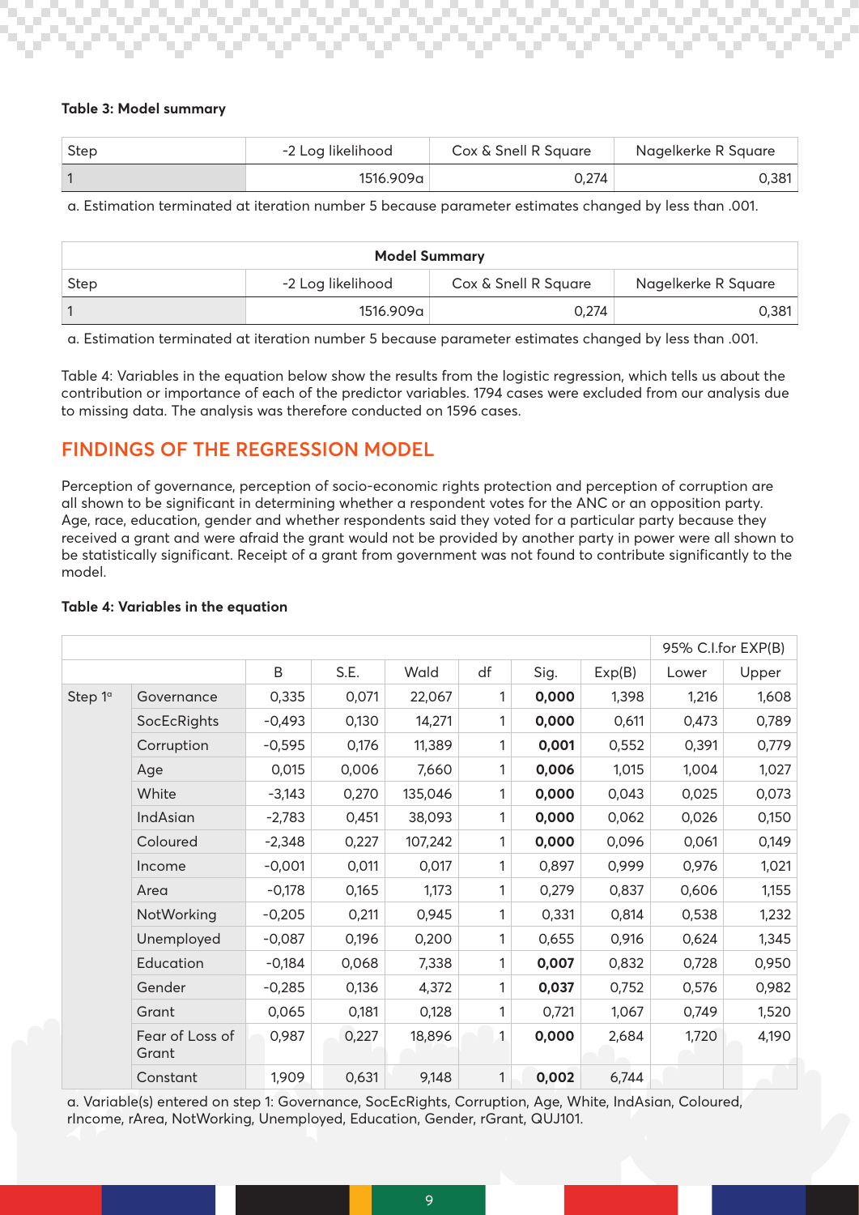**Table 3: Model summary**

| Step | -2 Log likelihood | Cox & Snell R Square | Nagelkerke R Square |
|---|---|---|---|
| 1 | 1516.909a | 0,274 | 0,381 |

a. Estimation terminated at iteration number 5 because parameter estimates changed by less than .001.

| Model Summary | | | |
|---|---|---|---|
| Step | -2 Log likelihood | Cox & Snell R Square | Nagelkerke R Square |
| 1 | 1516.909a | 0,274 | 0,381 |

a. Estimation terminated at iteration number 5 because parameter estimates changed by less than .001.

Table 4: Variables in the equation below show the results from the logistic regression, which tells us about the contribution or importance of each of the predictor variables. 1794 cases were excluded from our analysis due to missing data. The analysis was therefore conducted on 1596 cases.

## FINDINGS OF THE REGRESSION MODEL

Perception of governance, perception of socio-economic rights protection and perception of corruption are all shown to be significant in determining whether a respondent votes for the ANC or an opposition party. Age, race, education, gender and whether respondents said they voted for a particular party because they received a grant and were afraid the grant would not be provided by another party in power were all shown to be statistically significant. Receipt of a grant from government was not found to contribute significantly to the model.

**Table 4: Variables in the equation**

| | | | | | | | | 95% C.I.for EXP(B) | |
|---|---|---|---|---|---|---|---|---|---|
| | | B | S.E. | Wald | df | Sig. | Exp(B) | Lower | Upper |
| Step 1[a] | Governance | 0,335 | 0,071 | 22,067 | 1 | **0,000** | 1,398 | 1,216 | 1,608 |
| | SocEcRights | -0,493 | 0,130 | 14,271 | 1 | **0,000** | 0,611 | 0,473 | 0,789 |
| | Corruption | -0,595 | 0,176 | 11,389 | 1 | **0,001** | 0,552 | 0,391 | 0,779 |
| | Age | 0,015 | 0,006 | 7,660 | 1 | **0,006** | 1,015 | 1,004 | 1,027 |
| | White | -3,143 | 0,270 | 135,046 | 1 | **0,000** | 0,043 | 0,025 | 0,073 |
| | IndAsian | -2,783 | 0,451 | 38,093 | 1 | **0,000** | 0,062 | 0,026 | 0,150 |
| | Coloured | -2,348 | 0,227 | 107,242 | 1 | **0,000** | 0,096 | 0,061 | 0,149 |
| | Income | -0,001 | 0,011 | 0,017 | 1 | 0,897 | 0,999 | 0,976 | 1,021 |
| | Area | -0,178 | 0,165 | 1,173 | 1 | 0,279 | 0,837 | 0,606 | 1,155 |
| | NotWorking | -0,205 | 0,211 | 0,945 | 1 | 0,331 | 0,814 | 0,538 | 1,232 |
| | Unemployed | -0,087 | 0,196 | 0,200 | 1 | 0,655 | 0,916 | 0,624 | 1,345 |
| | Education | -0,184 | 0,068 | 7,338 | 1 | **0,007** | 0,832 | 0,728 | 0,950 |
| | Gender | -0,285 | 0,136 | 4,372 | 1 | **0,037** | 0,752 | 0,576 | 0,982 |
| | Grant | 0,065 | 0,181 | 0,128 | 1 | 0,721 | 1,067 | 0,749 | 1,520 |
| | Fear of Loss of Grant | 0,987 | 0,227 | 18,896 | 1 | **0,000** | 2,684 | 1,720 | 4,190 |
| | Constant | 1,909 | 0,631 | 9,148 | 1 | **0,002** | 6,744 | | |

a. Variable(s) entered on step 1: Governance, SocEcRights, Corruption, Age, White, IndAsian, Coloured, rIncome, rArea, NotWorking, Unemployed, Education, Gender, rGrant, QUJ101.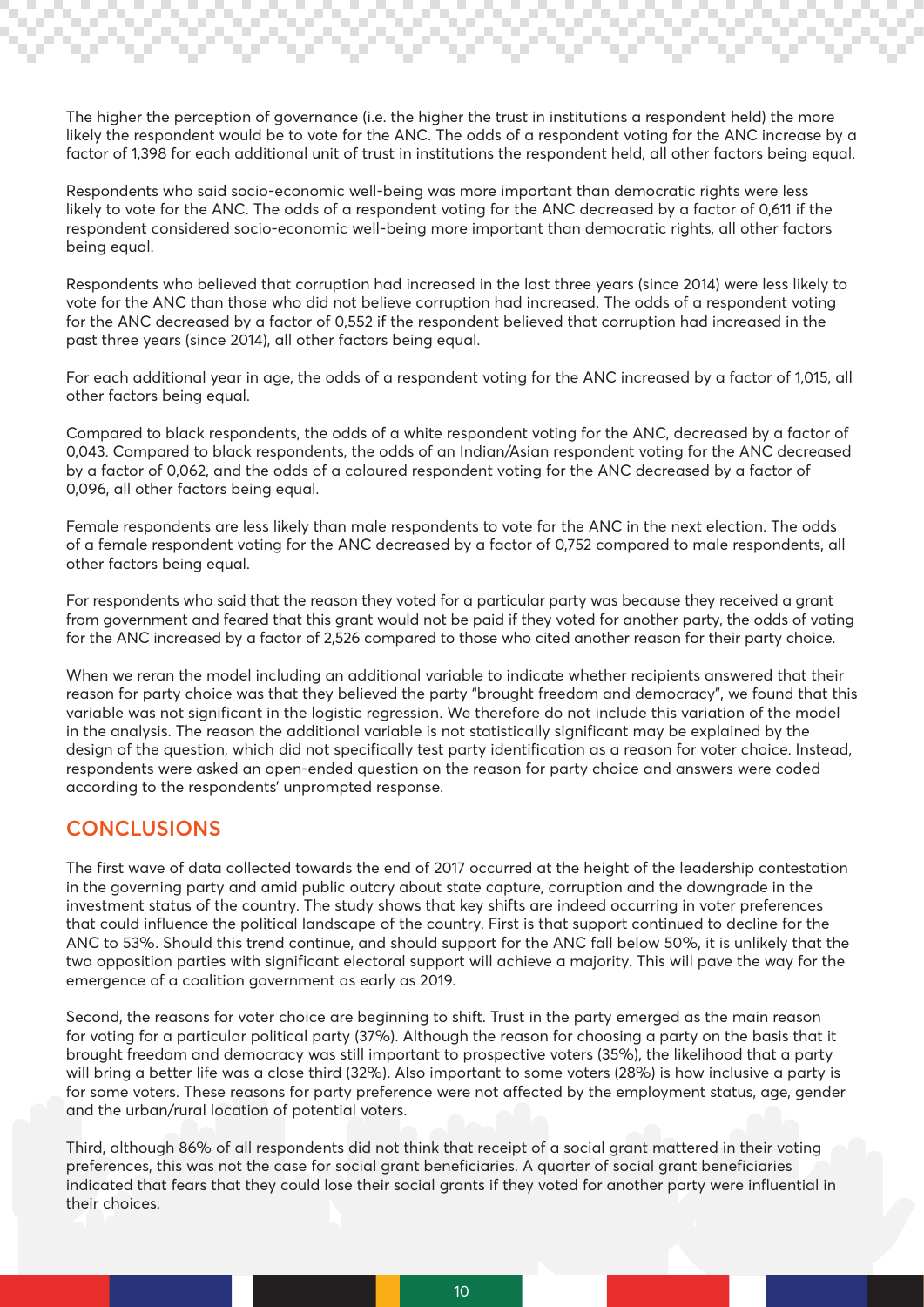The higher the perception of governance (i.e. the higher the trust in institutions a respondent held) the more likely the respondent would be to vote for the ANC. The odds of a respondent voting for the ANC increase by a factor of 1,398 for each additional unit of trust in institutions the respondent held, all other factors being equal.

Respondents who said socio-economic well-being was more important than democratic rights were less likely to vote for the ANC. The odds of a respondent voting for the ANC decreased by a factor of 0,611 if the respondent considered socio-economic well-being more important than democratic rights, all other factors being equal.

Respondents who believed that corruption had increased in the last three years (since 2014) were less likely to vote for the ANC than those who did not believe corruption had increased. The odds of a respondent voting for the ANC decreased by a factor of 0,552 if the respondent believed that corruption had increased in the past three years (since 2014), all other factors being equal.

For each additional year in age, the odds of a respondent voting for the ANC increased by a factor of 1,015, all other factors being equal.

Compared to black respondents, the odds of a white respondent voting for the ANC, decreased by a factor of 0,043. Compared to black respondents, the odds of an Indian/Asian respondent voting for the ANC decreased by a factor of 0,062, and the odds of a coloured respondent voting for the ANC decreased by a factor of 0,096, all other factors being equal.

Female respondents are less likely than male respondents to vote for the ANC in the next election. The odds of a female respondent voting for the ANC decreased by a factor of 0,752 compared to male respondents, all other factors being equal.

For respondents who said that the reason they voted for a particular party was because they received a grant from government and feared that this grant would not be paid if they voted for another party, the odds of voting for the ANC increased by a factor of 2,526 compared to those who cited another reason for their party choice.

When we reran the model including an additional variable to indicate whether recipients answered that their reason for party choice was that they believed the party "brought freedom and democracy", we found that this variable was not significant in the logistic regression. We therefore do not include this variation of the model in the analysis. The reason the additional variable is not statistically significant may be explained by the design of the question, which did not specifically test party identification as a reason for voter choice. Instead, respondents were asked an open-ended question on the reason for party choice and answers were coded according to the respondents' unprompted response.

## CONCLUSIONS

The first wave of data collected towards the end of 2017 occurred at the height of the leadership contestation in the governing party and amid public outcry about state capture, corruption and the downgrade in the investment status of the country. The study shows that key shifts are indeed occurring in voter preferences that could influence the political landscape of the country. First is that support continued to decline for the ANC to 53%. Should this trend continue, and should support for the ANC fall below 50%, it is unlikely that the two opposition parties with significant electoral support will achieve a majority. This will pave the way for the emergence of a coalition government as early as 2019.

Second, the reasons for voter choice are beginning to shift. Trust in the party emerged as the main reason for voting for a particular political party (37%). Although the reason for choosing a party on the basis that it brought freedom and democracy was still important to prospective voters (35%), the likelihood that a party will bring a better life was a close third (32%). Also important to some voters (28%) is how inclusive a party is for some voters. These reasons for party preference were not affected by the employment status, age, gender and the urban/rural location of potential voters.

Third, although 86% of all respondents did not think that receipt of a social grant mattered in their voting preferences, this was not the case for social grant beneficiaries. A quarter of social grant beneficiaries indicated that fears that they could lose their social grants if they voted for another party were influential in their choices.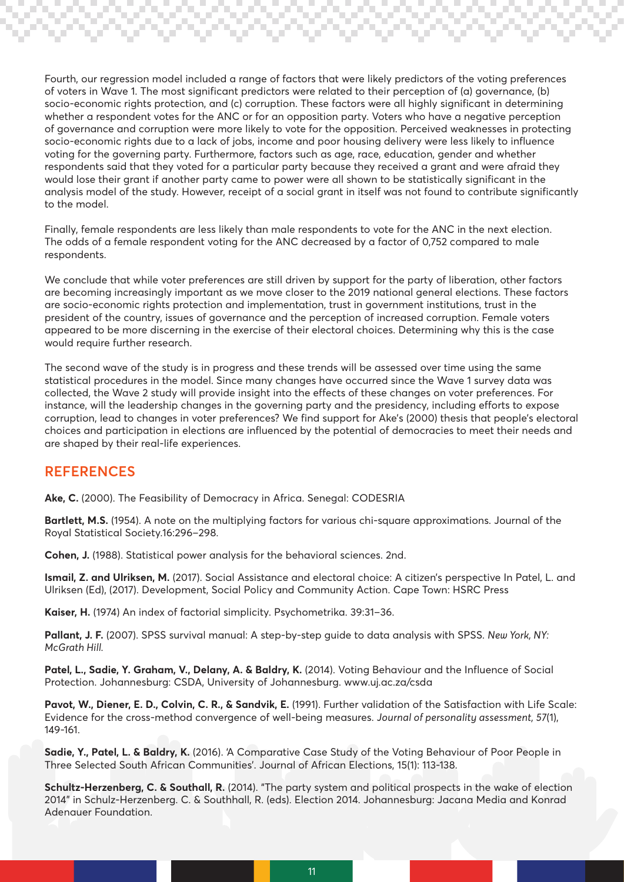Fourth, our regression model included a range of factors that were likely predictors of the voting preferences of voters in Wave 1. The most significant predictors were related to their perception of (a) governance, (b) socio-economic rights protection, and (c) corruption. These factors were all highly significant in determining whether a respondent votes for the ANC or for an opposition party. Voters who have a negative perception of governance and corruption were more likely to vote for the opposition. Perceived weaknesses in protecting socio-economic rights due to a lack of jobs, income and poor housing delivery were less likely to influence voting for the governing party. Furthermore, factors such as age, race, education, gender and whether respondents said that they voted for a particular party because they received a grant and were afraid they would lose their grant if another party came to power were all shown to be statistically significant in the analysis model of the study. However, receipt of a social grant in itself was not found to contribute significantly to the model.

Finally, female respondents are less likely than male respondents to vote for the ANC in the next election. The odds of a female respondent voting for the ANC decreased by a factor of 0,752 compared to male respondents.

We conclude that while voter preferences are still driven by support for the party of liberation, other factors are becoming increasingly important as we move closer to the 2019 national general elections. These factors are socio-economic rights protection and implementation, trust in government institutions, trust in the president of the country, issues of governance and the perception of increased corruption. Female voters appeared to be more discerning in the exercise of their electoral choices. Determining why this is the case would require further research.

The second wave of the study is in progress and these trends will be assessed over time using the same statistical procedures in the model. Since many changes have occurred since the Wave 1 survey data was collected, the Wave 2 study will provide insight into the effects of these changes on voter preferences. For instance, will the leadership changes in the governing party and the presidency, including efforts to expose corruption, lead to changes in voter preferences? We find support for Ake's (2000) thesis that people's electoral choices and participation in elections are influenced by the potential of democracies to meet their needs and are shaped by their real-life experiences.

## REFERENCES

**Ake, C.** (2000). The Feasibility of Democracy in Africa. Senegal: CODESRIA

**Bartlett, M.S.** (1954). A note on the multiplying factors for various chi-square approximations. Journal of the Royal Statistical Society.16:296–298.

**Cohen, J.** (1988). Statistical power analysis for the behavioral sciences. 2nd.

**Ismail, Z. and Ulriksen, M.** (2017). Social Assistance and electoral choice: A citizen's perspective In Patel, L. and Ulriksen (Ed), (2017). Development, Social Policy and Community Action. Cape Town: HSRC Press

**Kaiser, H.** (1974) An index of factorial simplicity. Psychometrika. 39:31–36.

**Pallant, J. F.** (2007). SPSS survival manual: A step-by-step guide to data analysis with SPSS. *New York, NY: McGrath Hill.*

**Patel, L., Sadie, Y. Graham, V., Delany, A. & Baldry, K.** (2014). Voting Behaviour and the Influence of Social Protection. Johannesburg: CSDA, University of Johannesburg. www.uj.ac.za/csda

**Pavot, W., Diener, E. D., Colvin, C. R., & Sandvik, E.** (1991). Further validation of the Satisfaction with Life Scale: Evidence for the cross-method convergence of well-being measures. *Journal of personality assessment, 57*(1), 149-161.

**Sadie, Y., Patel, L. & Baldry, K.** (2016). 'A Comparative Case Study of the Voting Behaviour of Poor People in Three Selected South African Communities'. Journal of African Elections, 15(1): 113-138.

**Schultz-Herzenberg, C. & Southall, R.** (2014). "The party system and political prospects in the wake of election 2014" in Schulz-Herzenberg. C. & Southhall, R. (eds). Election 2014. Johannesburg: Jacana Media and Konrad Adenauer Foundation.